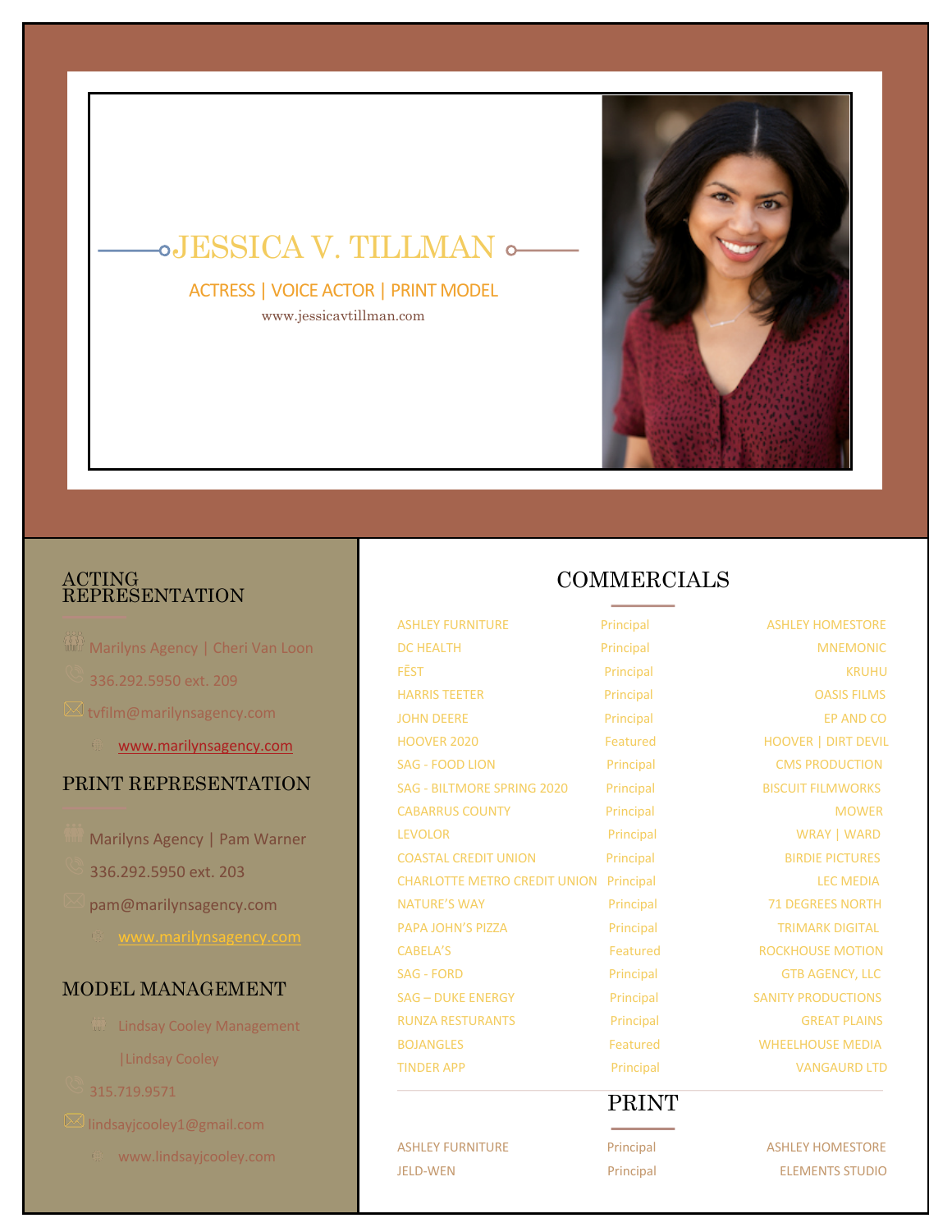# JESSICA V. TILLMAN

ACTRESS | VOICE ACTOR | PRINT MODEL

www.jessicavtillman.com

## ACTING REPRESENTATION

Marilyns Agency | Cheri Van Loon

336.292.5950 ext. 209

tvfilm@marilynsagency.com

www.marilynsagency.com

## PRINT REPRESENTATION

Marilyns Agency | Pam Warner

336.292.5950 ext. 203

pam@marilynsagency.com

www.marilynsagency.com

## MODEL MANAGEMENT

Lindsay Cooley Management |Lindsay Cooley

315.719.9571

lindsayjcooley1@gmail.com

www.lindsayjcooley.com

## COMMERCIALS

| | | |
|---|---|---|
| ASHLEY FURNITURE | Principal | ASHLEY HOMESTORE |
| DC HEALTH | Principal | MNEMONIC |
| FĒST | Principal | KRUHU |
| HARRIS TEETER | Principal | OASIS FILMS |
| JOHN DEERE | Principal | EP AND CO |
| HOOVER 2020 | Featured | HOOVER \| DIRT DEVIL |
| SAG - FOOD LION | Principal | CMS PRODUCTION |
| SAG - BILTMORE SPRING 2020 | Principal | BISCUIT FILMWORKS |
| CABARRUS COUNTY | Principal | MOWER |
| LEVOLOR | Principal | WRAY \| WARD |
| COASTAL CREDIT UNION | Principal | BIRDIE PICTURES |
| CHARLOTTE METRO CREDIT UNION | Principal | LEC MEDIA |
| NATURE'S WAY | Principal | 71 DEGREES NORTH |
| PAPA JOHN'S PIZZA | Principal | TRIMARK DIGITAL |
| CABELA'S | Featured | ROCKHOUSE MOTION |
| SAG - FORD | Principal | GTB AGENCY, LLC |
| SAG – DUKE ENERGY | Principal | SANITY PRODUCTIONS |
| RUNZA RESTURANTS | Principal | GREAT PLAINS |
| BOJANGLES | Featured | WHEELHOUSE MEDIA |
| TINDER APP | Principal | VANGAURD LTD |

## PRINT

| | | |
|---|---|---|
| ASHLEY FURNITURE | Principal | ASHLEY HOMESTORE |
| JELD-WEN | Principal | ELEMENTS STUDIO |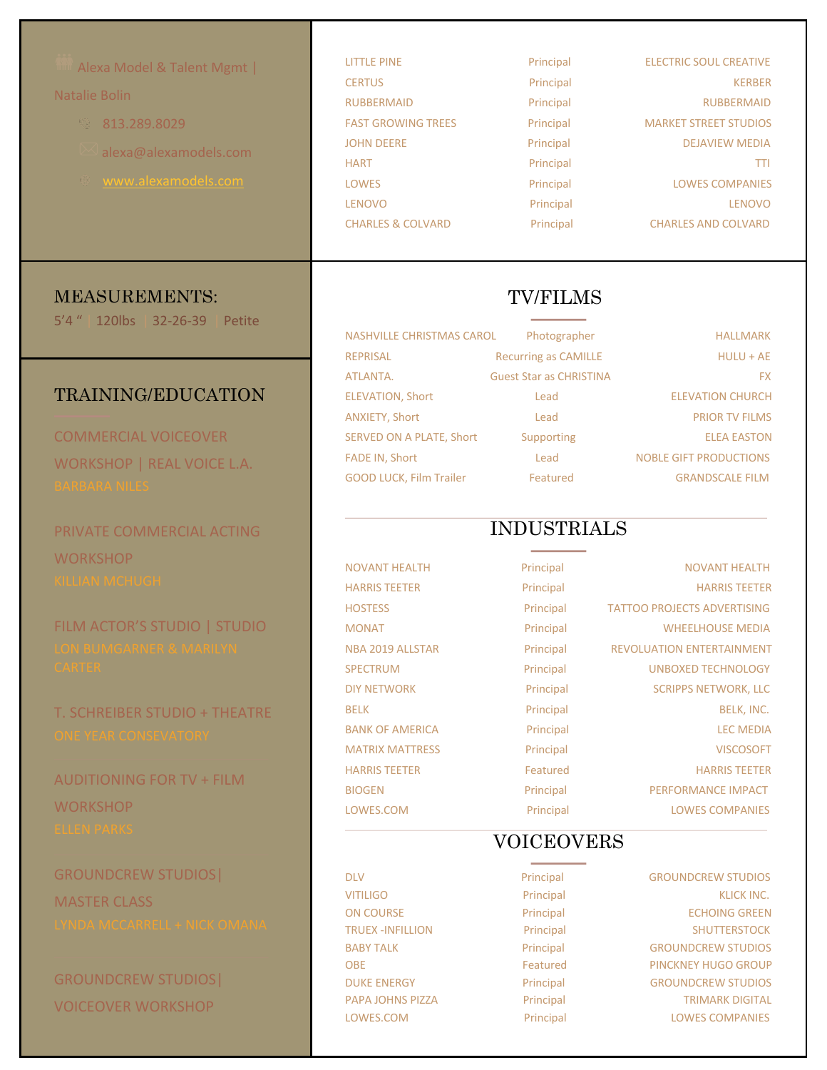Alexa Model & Talent Mgmt | Natalie Bolin

813.289.8029

alexa@alexamodels.com

www.alexamodels.com

## MEASUREMENTS:

5'4 " | 120lbs | 32-26-39 | Petite

## TRAINING/EDUCATION

COMMERCIAL VOICEOVER WORKSHOP | REAL VOICE L.A.
BARBARA NILES

PRIVATE COMMERCIAL ACTING WORKSHOP
KILLIAN MCHUGH

FILM ACTOR'S STUDIO | STUDIO
LON BUMGARNER & MARILYN CARTER

T. SCHREIBER STUDIO + THEATRE
ONE YEAR CONSEVATORY

AUDITIONING FOR TV + FILM WORKSHOP
ELLEN PARKS

GROUNDCREW STUDIOS| MASTER CLASS
LYNDA MCCARRELL + NICK OMANA

GROUNDCREW STUDIOS| VOICEOVER WORKSHOP

| | | |
|---|---|---|
| LITTLE PINE | Principal | ELECTRIC SOUL CREATIVE |
| CERTUS | Principal | KERBER |
| RUBBERMAID | Principal | RUBBERMAID |
| FAST GROWING TREES | Principal | MARKET STREET STUDIOS |
| JOHN DEERE | Principal | DEJAVIEW MEDIA |
| HART | Principal | TTI |
| LOWES | Principal | LOWES COMPANIES |
| LENOVO | Principal | LENOVO |
| CHARLES & COLVARD | Principal | CHARLES AND COLVARD |

## TV/FILMS

| | | |
|---|---|---|
| NASHVILLE CHRISTMAS CAROL | Photographer | HALLMARK |
| REPRISAL | Recurring as CAMILLE | HULU + AE |
| ATLANTA. | Guest Star as CHRISTINA | FX |
| ELEVATION, Short | Lead | ELEVATION CHURCH |
| ANXIETY, Short | Lead | PRIOR TV FILMS |
| SERVED ON A PLATE, Short | Supporting | ELEA EASTON |
| FADE IN, Short | Lead | NOBLE GIFT PRODUCTIONS |
| GOOD LUCK, Film Trailer | Featured | GRANDSCALE FILM |

## INDUSTRIALS

| | | |
|---|---|---|
| NOVANT HEALTH | Principal | NOVANT HEALTH |
| HARRIS TEETER | Principal | HARRIS TEETER |
| HOSTESS | Principal | TATTOO PROJECTS ADVERTISING |
| MONAT | Principal | WHEELHOUSE MEDIA |
| NBA 2019 ALLSTAR | Principal | REVOLUATION ENTERTAINMENT |
| SPECTRUM | Principal | UNBOXED TECHNOLOGY |
| DIY NETWORK | Principal | SCRIPPS NETWORK, LLC |
| BELK | Principal | BELK, INC. |
| BANK OF AMERICA | Principal | LEC MEDIA |
| MATRIX MATTRESS | Principal | VISCOSOFT |
| HARRIS TEETER | Featured | HARRIS TEETER |
| BIOGEN | Principal | PERFORMANCE IMPACT |
| LOWES.COM | Principal | LOWES COMPANIES |

## VOICEOVERS

| | | |
|---|---|---|
| DLV | Principal | GROUNDCREW STUDIOS |
| VITILIGO | Principal | KLICK INC. |
| ON COURSE | Principal | ECHOING GREEN |
| TRUEX -INFILLION | Principal | SHUTTERSTOCK |
| BABY TALK | Principal | GROUNDCREW STUDIOS |
| OBE | Featured | PINCKNEY HUGO GROUP |
| DUKE ENERGY | Principal | GROUNDCREW STUDIOS |
| PAPA JOHNS PIZZA | Principal | TRIMARK DIGITAL |
| LOWES.COM | Principal | LOWES COMPANIES |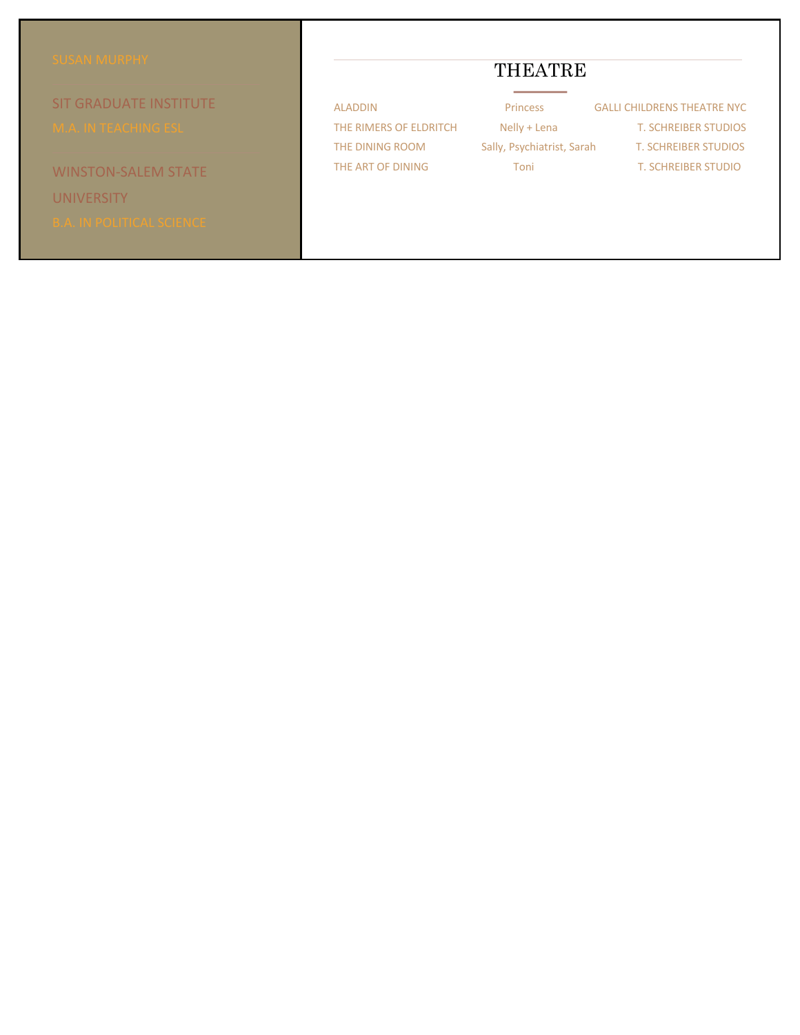SUSAN MURPHY

SIT GRADUATE INSTITUTE

M.A. IN TEACHING ESL

WINSTON-SALEM STATE UNIVERSITY

B.A. IN POLITICAL SCIENCE

## THEATRE

| | | |
|---|---|---|
| ALADDIN | Princess | GALLI CHILDRENS THEATRE NYC |
| THE RIMERS OF ELDRITCH | Nelly + Lena | T. SCHREIBER STUDIOS |
| THE DINING ROOM | Sally, Psychiatrist, Sarah | T. SCHREIBER STUDIOS |
| THE ART OF DINING | Toni | T. SCHREIBER STUDIO |